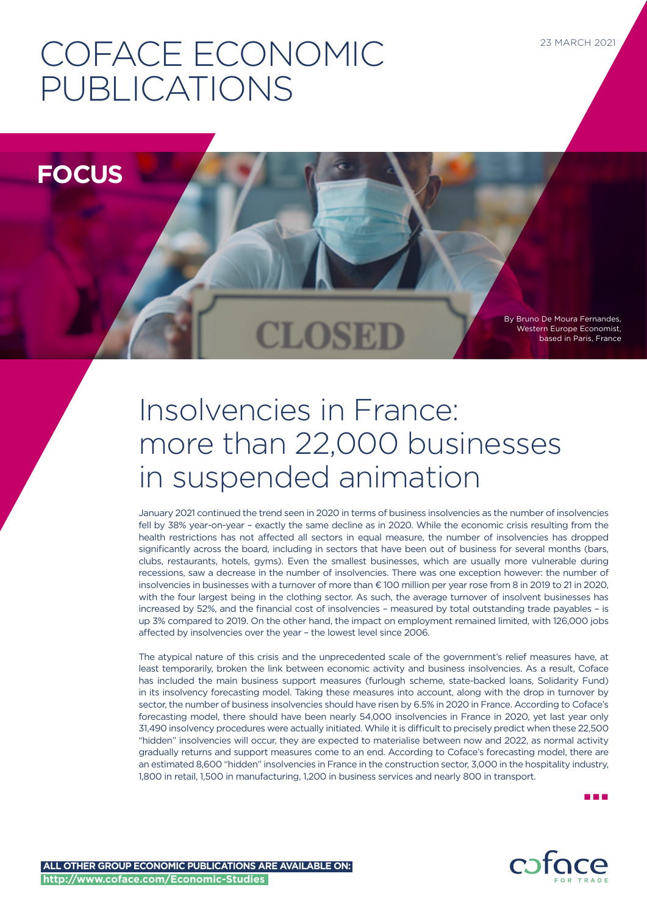# COFACE ECONOMIC PUBLICATIONS

23 MARCH 2021

**FOCUS**

By Bruno De Moura Fernandes, Western Europe Economist, based in Paris, France

## Insolvencies in France: more than 22,000 businesses in suspended animation

January 2021 continued the trend seen in 2020 in terms of business insolvencies as the number of insolvencies fell by 38% year-on-year – exactly the same decline as in 2020. While the economic crisis resulting from the health restrictions has not affected all sectors in equal measure, the number of insolvencies has dropped significantly across the board, including in sectors that have been out of business for several months (bars, clubs, restaurants, hotels, gyms). Even the smallest businesses, which are usually more vulnerable during recessions, saw a decrease in the number of insolvencies. There was one exception however: the number of insolvencies in businesses with a turnover of more than € 100 million per year rose from 8 in 2019 to 21 in 2020, with the four largest being in the clothing sector. As such, the average turnover of insolvent businesses has increased by 52%, and the financial cost of insolvencies – measured by total outstanding trade payables – is up 3% compared to 2019. On the other hand, the impact on employment remained limited, with 126,000 jobs affected by insolvencies over the year – the lowest level since 2006.

The atypical nature of this crisis and the unprecedented scale of the government's relief measures have, at least temporarily, broken the link between economic activity and business insolvencies. As a result, Coface has included the main business support measures (furlough scheme, state-backed loans, Solidarity Fund) in its insolvency forecasting model. Taking these measures into account, along with the drop in turnover by sector, the number of business insolvencies should have risen by 6.5% in 2020 in France. According to Coface's forecasting model, there should have been nearly 54,000 insolvencies in France in 2020, yet last year only 31,490 insolvency procedures were actually initiated. While it is difficult to precisely predict when these 22,500 "hidden" insolvencies will occur, they are expected to materialise between now and 2022, as normal activity gradually returns and support measures come to an end. According to Coface's forecasting model, there are an estimated 8,600 "hidden" insolvencies in France in the construction sector, 3,000 in the hospitality industry, 1,800 in retail, 1,500 in manufacturing, 1,200 in business services and nearly 800 in transport.

**ALL OTHER GROUP ECONOMIC PUBLICATIONS ARE AVAILABLE ON:**
**http://www.coface.com/Economic-Studies**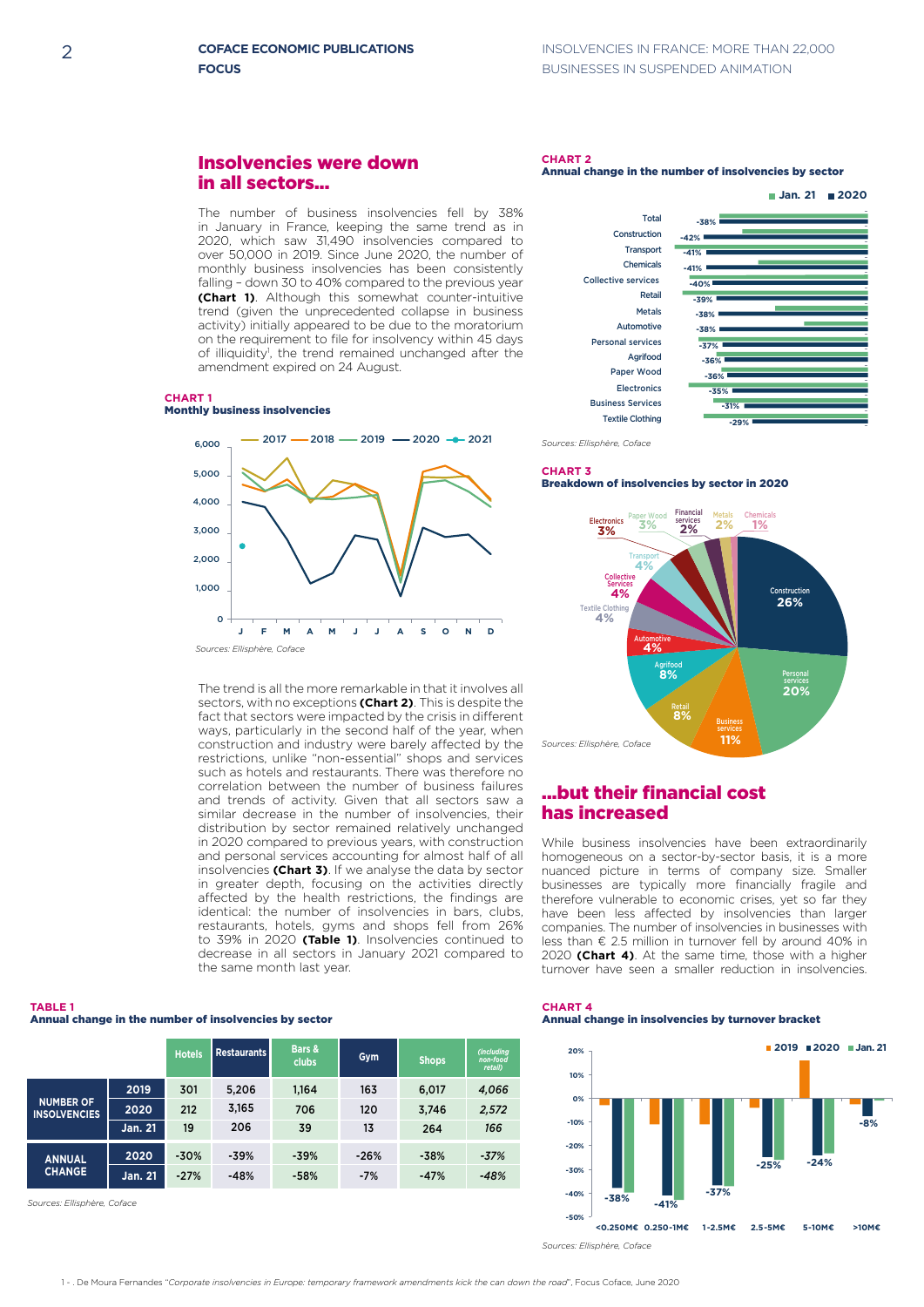## Insolvencies were down in all sectors...

The number of business insolvencies fell by 38% in January in France, keeping the same trend as in 2020, which saw 31,490 insolvencies compared to over 50,000 in 2019. Since June 2020, the number of monthly business insolvencies has been consistently falling – down 30 to 40% compared to the previous year **(Chart 1)**. Although this somewhat counter-intuitive trend (given the unprecedented collapse in business activity) initially appeared to be due to the moratorium on the requirement to file for insolvency within 45 days of illiquidity[1], the trend remained unchanged after the amendment expired on 24 August.

**CHART 1**
**Monthly business insolvencies**

Sources: Ellisphère, Coface

The trend is all the more remarkable in that it involves all sectors, with no exceptions **(Chart 2)**. This is despite the fact that sectors were impacted by the crisis in different ways, particularly in the second half of the year, when construction and industry were barely affected by the restrictions, unlike "non-essential" shops and services such as hotels and restaurants. There was therefore no correlation between the number of business failures and trends of activity. Given that all sectors saw a similar decrease in the number of insolvencies, their distribution by sector remained relatively unchanged in 2020 compared to previous years, with construction and personal services accounting for almost half of all insolvencies **(Chart 3)**. If we analyse the data by sector in greater depth, focusing on the activities directly affected by the health restrictions, the findings are identical: the number of insolvencies in bars, clubs, restaurants, hotels, gyms and shops fell from 26% to 39% in 2020 **(Table 1)**. Insolvencies continued to decrease in all sectors in January 2021 compared to the same month last year.

**CHART 2**
**Annual change in the number of insolvencies by sector**

Sources: Ellisphère, Coface

**CHART 3**
**Breakdown of insolvencies by sector in 2020**

Sources: Ellisphère, Coface

## ...but their financial cost has increased

While business insolvencies have been extraordinarily homogeneous on a sector-by-sector basis, it is a more nuanced picture in terms of company size. Smaller businesses are typically more financially fragile and therefore vulnerable to economic crises, yet so far they have been less affected by insolvencies than larger companies. The number of insolvencies in businesses with less than € 2.5 million in turnover fell by around 40% in 2020 **(Chart 4)**. At the same time, those with a higher turnover have seen a smaller reduction in insolvencies.

**TABLE 1**
**Annual change in the number of insolvencies by sector**

| | | Hotels | Restaurants | Bars & clubs | Gym | Shops | (including non-food retail) |
|---|---|---|---|---|---|---|---|
| NUMBER OF INSOLVENCIES | 2019 | 301 | 5,206 | 1,164 | 163 | 6,017 | *4,066* |
| | 2020 | 212 | 3,165 | 706 | 120 | 3,746 | *2,572* |
| | Jan. 21 | 19 | 206 | 39 | 13 | 264 | *166* |
| ANNUAL CHANGE | 2020 | -30% | -39% | -39% | -26% | -38% | *-37%* |
| | Jan. 21 | -27% | -48% | -58% | -7% | -47% | *-48%* |

Sources: Ellisphère, Coface

**CHART 4**
**Annual change in insolvencies by turnover bracket**

Sources: Ellisphère, Coface

1 - . De Moura Fernandes "*Corporate insolvencies in Europe: temporary framework amendments kick the can down the road*", Focus Coface, June 2020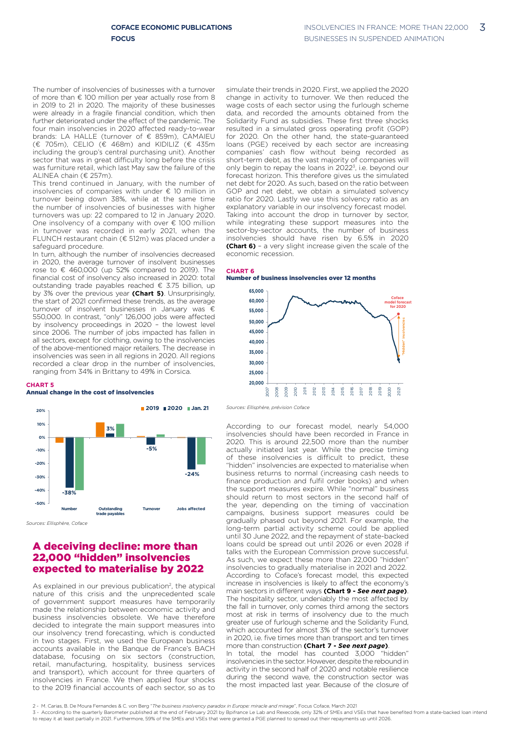The number of insolvencies of businesses with a turnover of more than € 100 million per year actually rose from 8 in 2019 to 21 in 2020. The majority of these businesses were already in a fragile financial condition, which then further deteriorated under the effect of the pandemic. The four main insolvencies in 2020 affected ready-to-wear brands: LA HALLE (turnover of € 859m), CAMAIEU (€ 705m), CELIO (€ 468m) and KIDILIZ (€ 435m including the group's central purchasing unit). Another sector that was in great difficulty long before the crisis was furniture retail, which last May saw the failure of the ALINEA chain (€ 257m).

This trend continued in January, with the number of insolvencies of companies with under € 10 million in turnover being down 38%, while at the same time the number of insolvencies of businesses with higher turnovers was up: 22 compared to 12 in January 2020. One insolvency of a company with over € 100 million in turnover was recorded in early 2021, when the FLUNCH restaurant chain (€ 512m) was placed under a safeguard procedure.

In turn, although the number of insolvencies decreased in 2020, the average turnover of insolvent businesses rose to € 460,000 (up 52% compared to 2019). The financial cost of insolvency also increased in 2020: total outstanding trade payables reached € 3.75 billion, up by 3% over the previous year **(Chart 5)**. Unsurprisingly, the start of 2021 confirmed these trends, as the average turnover of insolvent businesses in January was € 550,000. In contrast, "only" 126,000 jobs were affected by insolvency proceedings in 2020 – the lowest level since 2006. The number of jobs impacted has fallen in all sectors, except for clothing, owing to the insolvencies of the above-mentioned major retailers. The decrease in insolvencies was seen in all regions in 2020. All regions recorded a clear drop in the number of insolvencies, ranging from 34% in Brittany to 49% in Corsica.

**CHART 5**
**Annual change in the cost of insolvencies**

*Sources: Ellisphère, Coface*

## A deceiving decline: more than 22,000 "hidden" insolvencies expected to materialise by 2022

As explained in our previous publication[2], the atypical nature of this crisis and the unprecedented scale of government support measures have temporarily made the relationship between economic activity and business insolvencies obsolete. We have therefore decided to integrate the main support measures into our insolvency trend forecasting, which is conducted in two stages. First, we used the European business accounts available in the Banque de France's BACH database, focusing on six sectors (construction, retail, manufacturing, hospitality, business services and transport), which account for three quarters of insolvencies in France. We then applied four shocks to the 2019 financial accounts of each sector, so as to simulate their trends in 2020. First, we applied the 2020 change in activity to turnover. We then reduced the wage costs of each sector using the furlough scheme data, and recorded the amounts obtained from the Solidarity Fund as subsidies. These first three shocks resulted in a simulated gross operating profit (GOP) for 2020. On the other hand, the state-guaranteed loans (PGE) received by each sector are increasing companies' cash flow without being recorded as short-term debt, as the vast majority of companies will only begin to repay the loans in 2022[3], i.e. beyond our forecast horizon. This therefore gives us the simulated net debt for 2020. As such, based on the ratio between GOP and net debt, we obtain a simulated solvency ratio for 2020. Lastly we use this solvency ratio as an explanatory variable in our insolvency forecast model. Taking into account the drop in turnover by sector, while integrating these support measures into the sector-by-sector accounts, the number of business insolvencies should have risen by 6.5% in 2020 **(Chart 6)** – a very slight increase given the scale of the economic recession.

**CHART 6**
**Number of business insolvencies over 12 months**

*Sources: Ellisphère, prévision Coface*

According to our forecast model, nearly 54,000 insolvencies should have been recorded in France in 2020. This is around 22,500 more than the number actually initiated last year. While the precise timing of these insolvencies is difficult to predict, these "hidden" insolvencies are expected to materialise when business returns to normal (increasing cash needs to finance production and fulfil order books) and when the support measures expire. While "normal" business should return to most sectors in the second half of the year, depending on the timing of vaccination campaigns, business support measures could be gradually phased out beyond 2021. For example, the long-term partial activity scheme could be applied until 30 June 2022, and the repayment of state-backed loans could be spread out until 2026 or even 2028 if talks with the European Commission prove successful. As such, we expect these more than 22,000 "hidden" insolvencies to gradually materialise in 2021 and 2022.

According to Coface's forecast model, this expected increase in insolvencies is likely to affect the economy's main sectors in different ways **(Chart 9 - *See next page*)**. The hospitality sector, undeniably the most affected by the fall in turnover, only comes third among the sectors most at risk in terms of insolvency due to the much greater use of furlough scheme and the Solidarity Fund, which accounted for almost 3% of the sector's turnover in 2020, i.e. five times more than transport and ten times more than construction **(Chart 7 - *See next page*)**.

In total, the model has counted 3,000 "hidden" insolvencies in the sector. However, despite the rebound in activity in the second half of 2020 and notable resilience during the second wave, the construction sector was the most impacted last year. Because of the closure of

2 - M. Carias, B. De Moura Fernandes & C. von Berg "*The business insolvency paradox in Europe: miracle and mirage*", Focus Coface, March 2021

3 - According to the quarterly Barometer published at the end of February 2021 by Bpifrance Le Lab and Rexecode, only 32% of SMEs and VSEs that have benefited from a state-backed loan intend to repay it at least partially in 2021. Furthermore, 59% of the SMEs and VSEs that were granted a PGE planned to spread out their repayments up until 2026.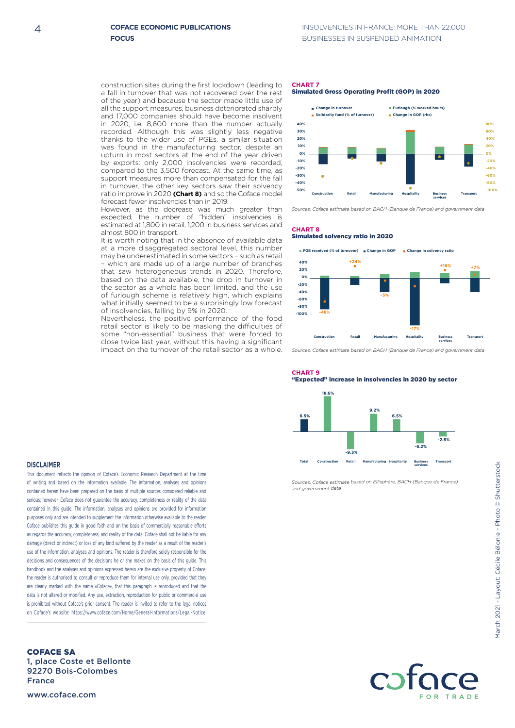construction sites during the first lockdown (leading to a fall in turnover that was not recovered over the rest of the year) and because the sector made little use of all the support measures, business deteriorated sharply and 17,000 companies should have become insolvent in 2020, i.e. 8,600 more than the number actually recorded. Although this was slightly less negative thanks to the wider use of PGEs, a similar situation was found in the manufacturing sector, despite an upturn in most sectors at the end of the year driven by exports: only 2,000 insolvencies were recorded, compared to the 3,500 forecast. At the same time, as support measures more than compensated for the fall in turnover, the other key sectors saw their solvency ratio improve in 2020 **(Chart 8)** and so the Coface model forecast fewer insolvencies than in 2019.

However, as the decrease was much greater than expected, the number of "hidden" insolvencies is estimated at 1,800 in retail, 1,200 in business services and almost 800 in transport.

It is worth noting that in the absence of available data at a more disaggregated sectoral level, this number may be underestimated in some sectors – such as retail – which are made up of a large number of branches that saw heterogeneous trends in 2020. Therefore, based on the data available, the drop in turnover in the sector as a whole has been limited, and the use of furlough scheme is relatively high, which explains what initially seemed to be a surprisingly low forecast of insolvencies, falling by 9% in 2020.

Nevertheless, the positive performance of the food retail sector is likely to be masking the difficulties of some "non-essential" business that were forced to close twice last year, without this having a significant impact on the turnover of the retail sector as a whole.

**CHART 7**
**Simulated Gross Operating Profit (GOP) in 2020**

Change in turnover
Furlough (% worked hours)
Solidarity fund (% of turnover)
Change in GOP (rhs)

40%
30%
20%
10%
0%
-10%
-20%
-30%
-40%
-50%

80%
60%
40%
20%
0%
-20%
-40%
-60%
-80%
-100%

Construction
Retail
Manufacturing
Hospitality
Business services
Transport

*Sources: Coface estimate based on BACH (Banque de France) and government data*

**CHART 8**
**Simulated solvency ratio in 2020**

PGE received (% of turnover)
Change in GOP
Change in solvency ratio

40%
20%
0%
-20%
-40%
-60%
-80%
-100%

-48%
+24%
-5%
-17%
+16%
+7%

Construction
Retail
Manufacturing
Hospitality
Business services
Transport

*Sources: Coface estimate based on BACH (Banque de France) and government data*

**CHART 9**
**"Expected" increase in insolvencies in 2020 by sector**

6.5%
18.6%
-9.3%
9.2%
6.5%
-6.2%
-2.6%

Total
Construction
Retail
Manufacturing
Hospitality
Business services
Transport

*Sources: Coface estimate based on Ellisphère, BACH (Banque de France) and government data*

**DISCLAIMER**

This document reflects the opinion of Coface's Economic Research Department at the time of writing and based on the information available. The information, analyses and opinions contained herein have been prepared on the basis of multiple sources considered reliable and serious; however, Coface does not guarantee the accuracy, completeness or reality of the data contained in this guide. The information, analyses and opinions are provided for information purposes only and are intended to supplement the information otherwise available to the reader. Coface publishes this guide in good faith and on the basis of commercially reasonable efforts as regards the accuracy, completeness, and reality of the data. Coface shall not be liable for any damage (direct or indirect) or loss of any kind suffered by the reader as a result of the reader's use of the information, analyses and opinions. The reader is therefore solely responsible for the decisions and consequences of the decisions he or she makes on the basis of this guide. This handbook and the analyses and opinions expressed herein are the exclusive property of Coface; the reader is authorised to consult or reproduce them for internal use only, provided that they are clearly marked with the name «Coface», that this paragraph is reproduced and that the data is not altered or modified. Any use, extraction, reproduction for public or commercial use is prohibited without Coface's prior consent. The reader is invited to refer to the legal notices on Coface's website: https://www.coface.com/Home/General-informations/Legal-Notice.

**COFACE SA**
1, place Coste et Bellonte
92270 Bois-Colombes
France

www.coface.com

March 2021 - Layout: Cécile Bélonie - Photo © Shutterstock